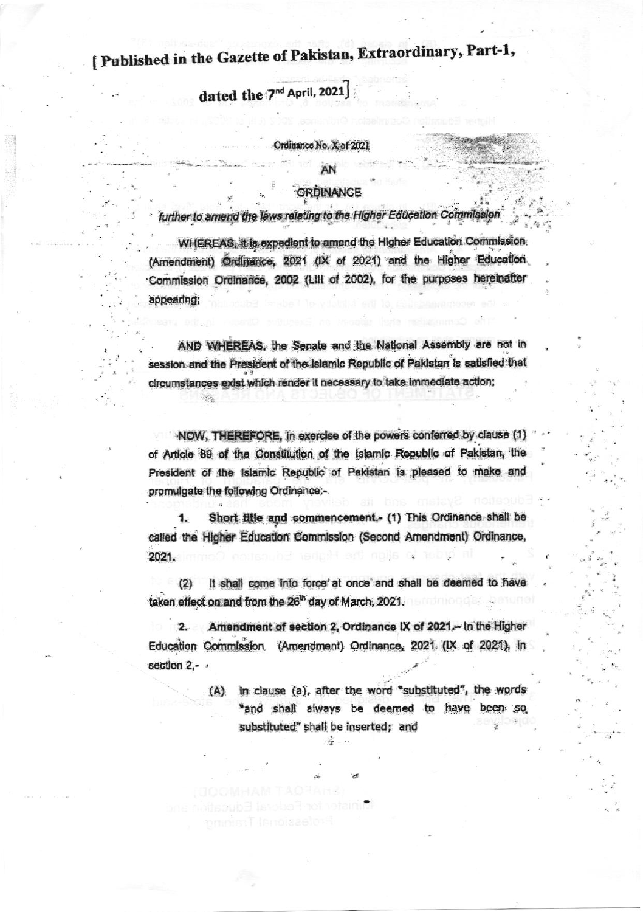[ Published in the Gazette of Pakistan, Extraordinary, Part-1,

dated the 7[nd] April, 2021]

Ordinance No. X of 2021

# AN

# ORDINANCE

*further to amend the laws relating to the Higher Education Commission*

WHEREAS, it is expedient to amend the Higher Education Commission (Amendment) Ordinance, 2021 (IX of 2021) and the Higher Education Commission Ordinance, 2002 (LIII of 2002), for the purposes hereinafter appearing;

AND WHEREAS, the Senate and the National Assembly are not in session and the President of the Islamic Republic of Pakistan is satisfied that circumstances exist which render it necessary to take immediate action;

NOW, THEREFORE, in exercise of the powers conferred by clause (1) of Article 89 of the Constitution of the Islamic Republic of Pakistan, the President of the Islamic Republic of Pakistan is pleased to make and promulgate the following Ordinance:-

**1. Short title and commencement.-** (1) This Ordinance shall be called the Higher Education Commission (Second Amendment) Ordinance, 2021.

(2) It shall come into force at once and shall be deemed to have taken effect on and from the 26[th] day of March, 2021.

**2. Amendment of section 2, Ordinance IX of 2021.-** In the Higher Education Commission (Amendment) Ordinance, 2021 (IX of 2021), in section 2,-

(A) in clause (a), after the word "substituted", the words "and shall always be deemed to have been so substituted" shall be inserted; and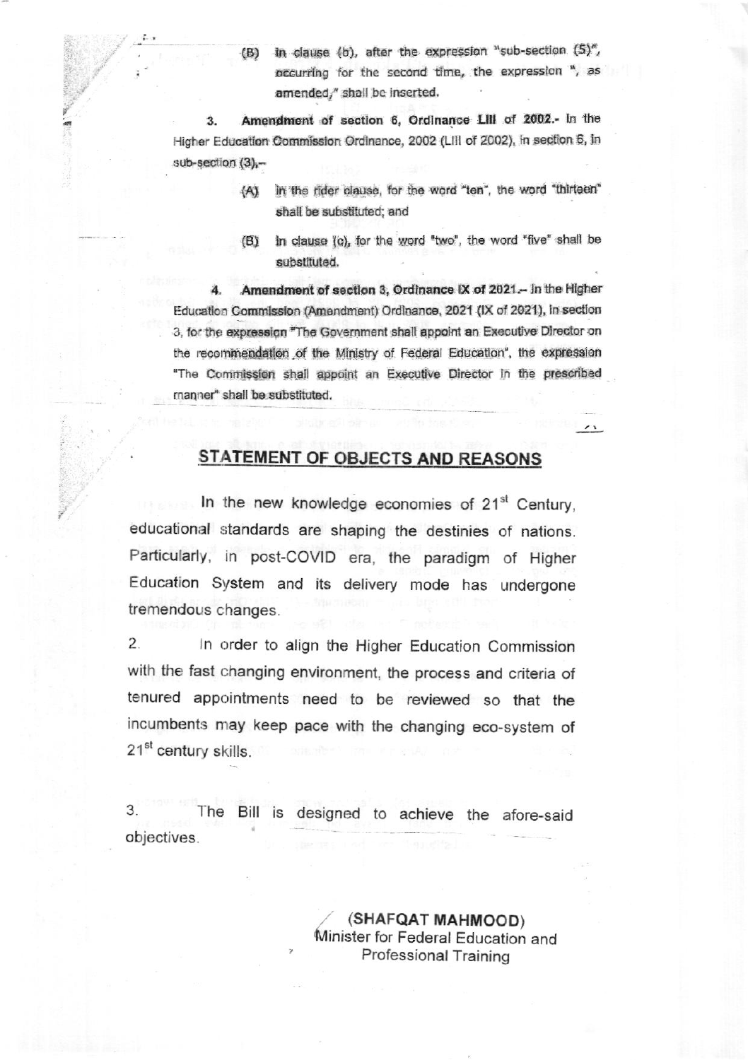(B) In clause (b), after the expression "sub-section (5)", occurring for the second time, the expression ", as amended," shall be inserted.

3. **Amendment of section 6, Ordinance LIII of 2002.-** In the Higher Education Commission Ordinance, 2002 (LIII of 2002), in section 6, in sub-section (3),–

(A) in the rider clause, for the word "ten", the word "thirteen" shall be substituted; and

(B) in clause (c), for the word "two", the word "five" shall be substituted.

4. **Amendment of section 3, Ordinance IX of 2021.-** In the Higher Education Commission (Amendment) Ordinance, 2021 (IX of 2021), in section 3, for the expression "The Government shall appoint an Executive Director on the recommendation of the Ministry of Federal Education", the expression "The Commission shall appoint an Executive Director in the prescribed manner" shall be substituted.

## STATEMENT OF OBJECTS AND REASONS

In the new knowledge economies of 21st Century, educational standards are shaping the destinies of nations. Particularly, in post-COVID era, the paradigm of Higher Education System and its delivery mode has undergone tremendous changes.

2. In order to align the Higher Education Commission with the fast changing environment, the process and criteria of tenured appointments need to be reviewed so that the incumbents may keep pace with the changing eco-system of 21st century skills.

3. The Bill is designed to achieve the afore-said objectives.

**(SHAFQAT MAHMOOD)**
Minister for Federal Education and Professional Training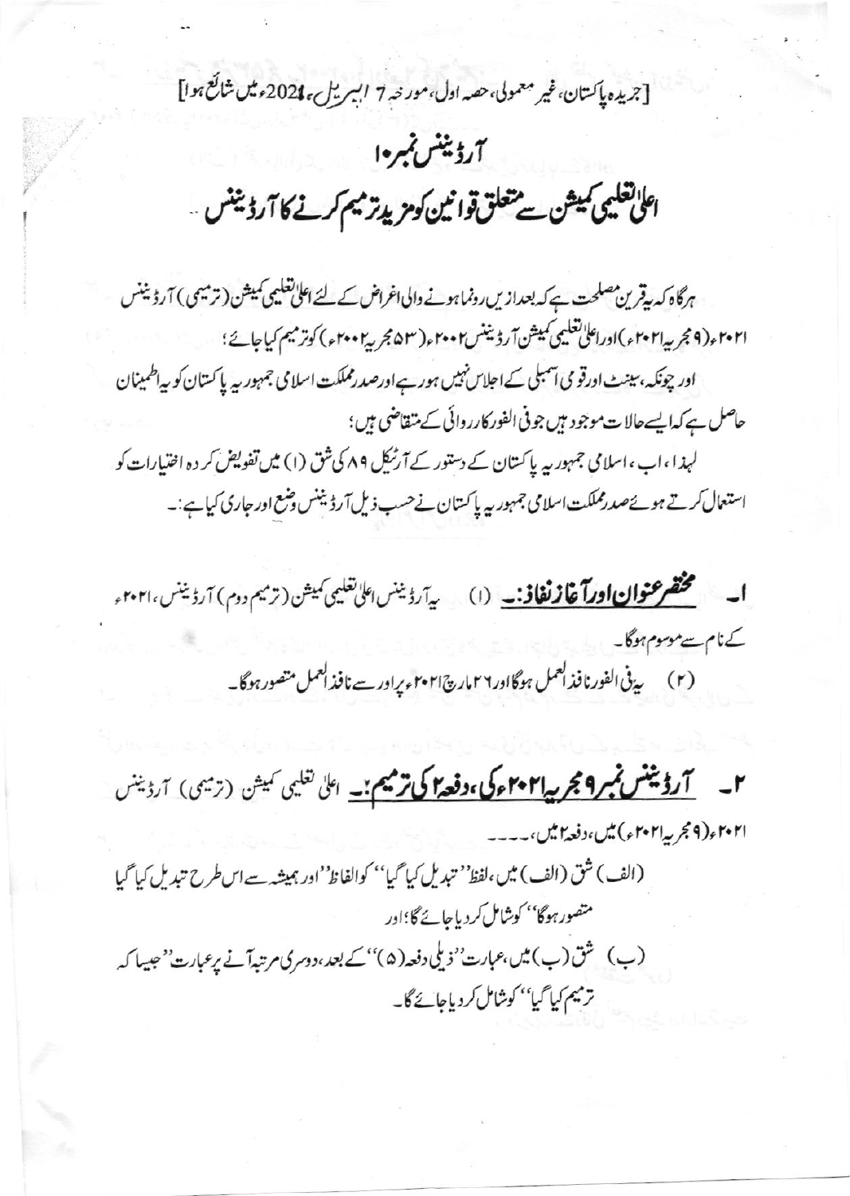[جریدہ پاکستان، غیر معمولی، حصہ اول، مورخہ 7 اپریل، 2021ء میں شائع ہوا]

# آرڈیننس نمبر۱۰

## اعلیٰ تعلیمی کمیشن سے متعلق قوانین کو مزید ترمیم کرنے کا آرڈیننس

ہرگاہ کہ یہ قرین مصلحت ہے کہ بعدازیں رونما ہونے والی اغراض کے لئے اعلیٰ تعلیمی کمیشن (ترمیمی) آرڈیننس ۲۰۲۱ء (۹ مجریہ ۲۰۲۱ء) اور اعلیٰ تعلیمی کمیشن آرڈیننس ۲۰۰۲ء (۵۳ مجریہ ۲۰۰۲ء) کو ترمیم کیا جائے؛

اور چونکہ، سینٹ اور قومی اسمبلی کے اجلاس نہیں ہو رہے اور صدر مملکت اسلامی جمہوریہ پاکستان کو یہ اطمینان حاصل ہے کہ ایسے حالات موجود ہیں جو فی الفور کارروائی کے متقاضی ہیں؛

لہذا، اب، اسلامی جمہوریہ پاکستان کے دستور کے آرٹیکل ۸۹ کی شق (۱) میں تفویض کردہ اختیارات کو استعمال کرتے ہوئے صدر مملکت اسلامی جمہوریہ پاکستان نے حسب ذیل آرڈیننس وضع اور جاری کیا ہے:۔

۱۔ **مختصر عنوان اور آغاز نفاذ:۔** (۱) یہ آرڈیننس اعلیٰ تعلیمی کمیشن (ترمیم دوم) آرڈیننس، ۲۰۲۱ء کے نام سے موسوم ہوگا۔

(۲) یہ فی الفور نافذ العمل ہوگا اور ۲۶ مارچ ۲۰۲۱ء پر اور سے نافذ العمل متصور ہوگا۔

۲۔ **آرڈیننس نمبر ۹ مجریہ ۲۰۲۱ء کی، دفعہ ۲ کی ترمیم:۔** اعلیٰ تعلیمی کمیشن (ترمیمی) آرڈیننس ۲۰۲۱ء (۹ مجریہ ۲۰۲۱ء) میں، دفعہ ۲ میں،۔۔۔

(الف) شق (الف) میں، لفظ ''تبدیل کیا گیا'' کو الفاظ ''اور ہمیشہ سے اس طرح تبدیل کیا گیا متصور ہوگا'' کو شامل کر دیا جائے گا؛ اور

(ب) شق (ب) میں، عبارت ''ذیلی دفعہ (۵)'' کے بعد، دوسری مرتبہ آنے پر عبارت ''جیسا کہ ترمیم کیا گیا'' کو شامل کر دیا جائے گا۔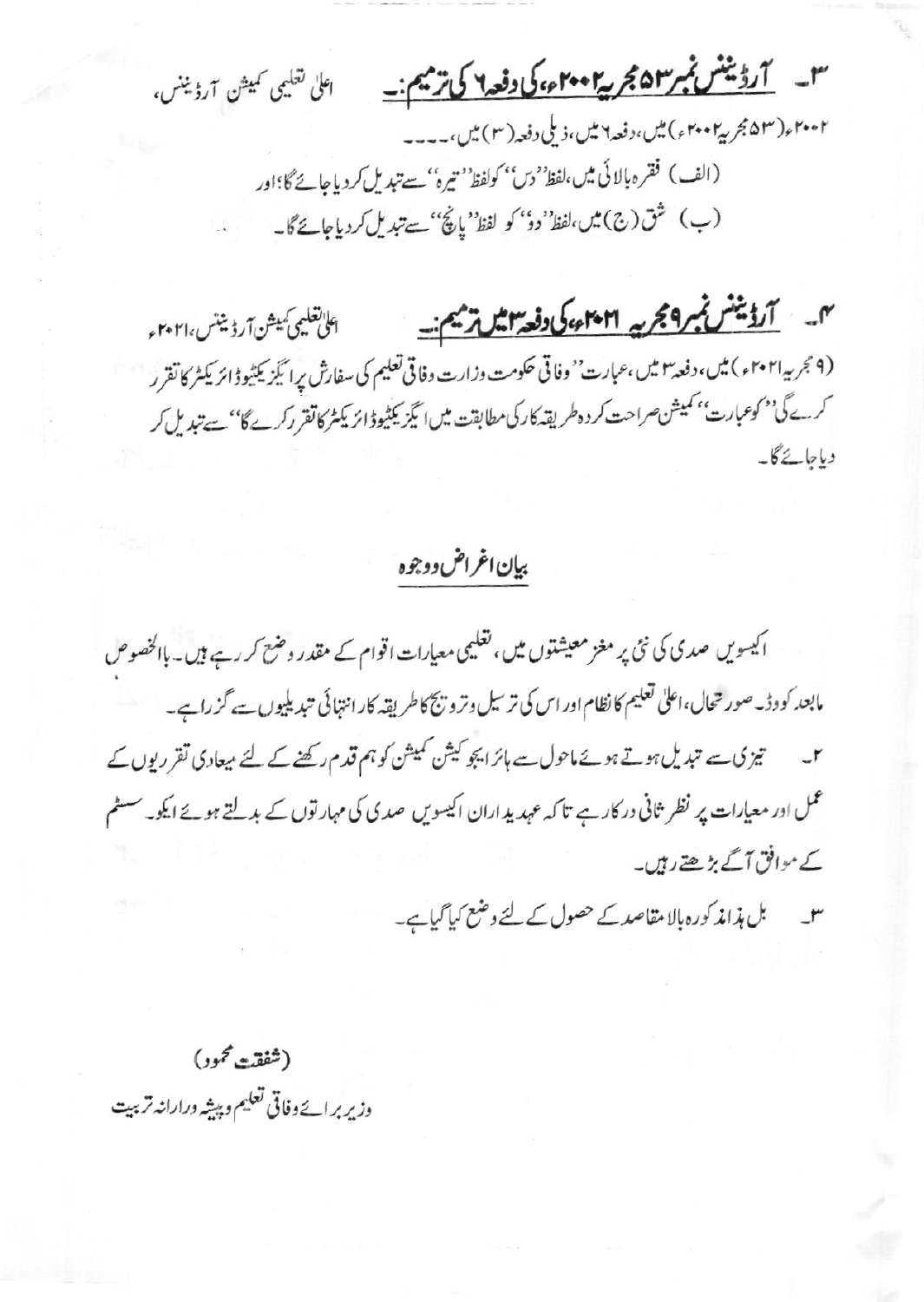۳۔ **آرڈیننس نمبر ۵۳ مجریہ ۲۰۰۲ء کی دفعہ ۶ کی ترمیم:۔** اعلیٰ تعلیمی کمیشن آرڈیننس، ۲۰۰۲ء (۵۳ مجریہ ۲۰۰۲ء) میں، دفعہ ۶ میں، ذیلی دفعہ (۳) میں،۔۔۔۔

(الف) فقرہ بالائی میں، لفظ ''دس'' کو لفظ ''تیرہ'' سے تبدیل کر دیا جائے گا؛ اور

(ب) شق (ج) میں، لفظ ''دو'' کو لفظ ''پانچ'' سے تبدیل کر دیا جائے گا۔

۴۔ **آرڈیننس نمبر ۹ مجریہ ۲۰۲۱ء کی دفعہ ۳ میں ترمیم:۔** اعلیٰ تعلیمی کمیشن آرڈیننس، ۲۰۲۱ء (۹ مجریہ ۲۰۲۱ء) میں، دفعہ ۳ میں، عبارت ''وفاقی حکومت وزارت وفاقی تعلیم کی سفارش پر ایگزیکٹیو ڈائریکٹر کا تقرر کرے گی'' کو عبارت ''کمیشن صراحت کردہ طریقہ کار کی مطابقت میں ایگزیکٹیو ڈائریکٹر کا تقرر کرے گا'' سے تبدیل کر دیا جائے گا۔

## بیان اغراض ووجوہ

اکیسویں صدی کی نئی پر مغز معیشتوں میں، تعلیمی معیارات اقوام کے مقدر وضع کر رہے ہیں۔ بالخصوص مابعد کووڈ۔ صورتحال، اعلیٰ تعلیم کا نظام اور اس کی ترسیل و ترویج کا طریقہ کار انتہائی تبدیلیوں سے گزر رہا ہے۔

۲۔ تیزی سے تبدیل ہوتے ہوئے ماحول سے ہائر ایجوکیشن کمیشن کو ہم قدم رکھنے کے لئے میعادی تقرریوں کے عمل اور معیارات پر نظر ثانی درکار ہے تاکہ عہدیداران اکیسویں صدی کی مہارتوں کے بدلتے ہوئے ایکو۔ سسٹم کے موافق آگے بڑھتے رہیں۔

۳۔ بل ہذا مذکورہ بالا مقاصد کے حصول کے لئے وضع کیا گیا ہے۔

(شفقت محمود)

وزیر برائے وفاقی تعلیم و پیشہ ورارانہ تربیت